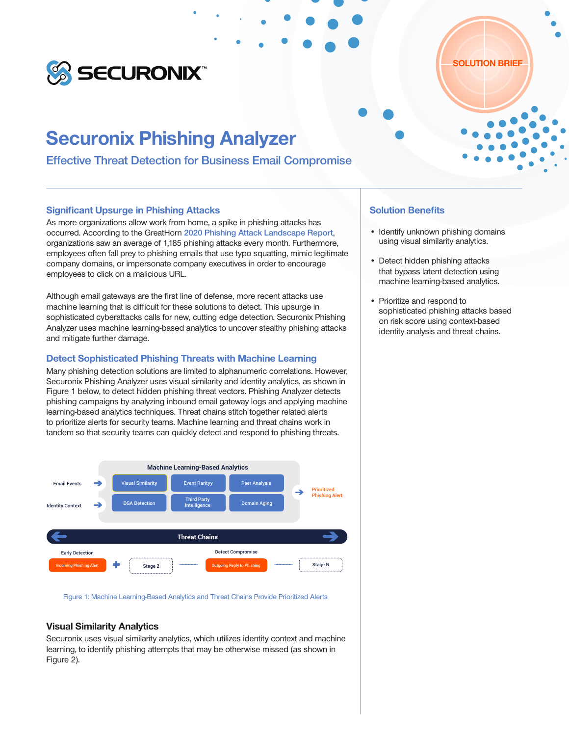SECURONIX™

SOLUTION BRIEF

# Securonix Phishing Analyzer

## Effective Threat Detection for Business Email Compromise

### Significant Upsurge in Phishing Attacks

As more organizations allow work from home, a spike in phishing attacks has occurred. According to the GreatHorn 2020 Phishing Attack Landscape Report, organizations saw an average of 1,185 phishing attacks every month. Furthermore, employees often fall prey to phishing emails that use typo squatting, mimic legitimate company domains, or impersonate company executives in order to encourage employees to click on a malicious URL.

Although email gateways are the first line of defense, more recent attacks use machine learning that is difficult for these solutions to detect. This upsurge in sophisticated cyberattacks calls for new, cutting edge detection. Securonix Phishing Analyzer uses machine learning-based analytics to uncover stealthy phishing attacks and mitigate further damage.

### Detect Sophisticated Phishing Threats with Machine Learning

Many phishing detection solutions are limited to alphanumeric correlations. However, Securonix Phishing Analyzer uses visual similarity and identity analytics, as shown in Figure 1 below, to detect hidden phishing threat vectors. Phishing Analyzer detects phishing campaigns by analyzing inbound email gateway logs and applying machine learning-based analytics techniques. Threat chains stitch together related alerts to prioritize alerts for security teams. Machine learning and threat chains work in tandem so that security teams can quickly detect and respond to phishing threats.

Machine Learning-Based Analytics

Email Events → | Visual Similarity | Event Rarityy | Peer Analysis | → Prioritized Phishing Alert

Identity Context → | DGA Detection | Third Party Intelligence | Domain Aging |

Threat Chains

Early Detection: Incoming Phishing Alert + Stage 2 ······ Detect Compromise: Outgoing Reply to Phishing ······ Stage N

Figure 1: Machine Learning-Based Analytics and Threat Chains Provide Prioritized Alerts

### Visual Similarity Analytics

Securonix uses visual similarity analytics, which utilizes identity context and machine learning, to identify phishing attempts that may be otherwise missed (as shown in Figure 2).

### Solution Benefits

- Identify unknown phishing domains using visual similarity analytics.
- Detect hidden phishing attacks that bypass latent detection using machine learning-based analytics.
- Prioritize and respond to sophisticated phishing attacks based on risk score using context-based identity analysis and threat chains.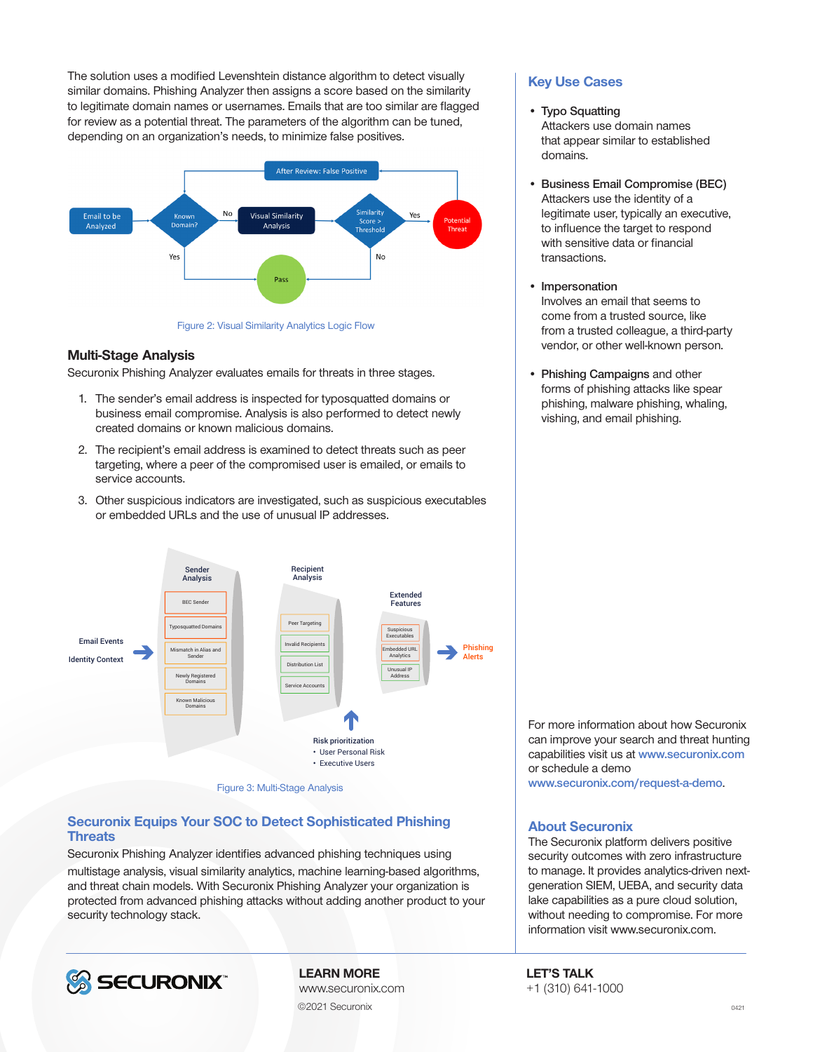The solution uses a modified Levenshtein distance algorithm to detect visually similar domains. Phishing Analyzer then assigns a score based on the similarity to legitimate domain names or usernames. Emails that are too similar are flagged for review as a potential threat. The parameters of the algorithm can be tuned, depending on an organization's needs, to minimize false positives.

After Review: False Positive

Email to be Analyzed

Known Domain?

No

Visual Similarity Analysis

Similarity Score > Threshold

Yes

Potential Threat

Yes

No

Pass

Figure 2: Visual Similarity Analytics Logic Flow

## Multi-Stage Analysis

Securonix Phishing Analyzer evaluates emails for threats in three stages.

1. The sender's email address is inspected for typosquatted domains or business email compromise. Analysis is also performed to detect newly created domains or known malicious domains.
2. The recipient's email address is examined to detect threats such as peer targeting, where a peer of the compromised user is emailed, or emails to service accounts.
3. Other suspicious indicators are investigated, such as suspicious executables or embedded URLs and the use of unusual IP addresses.

Email Events

Identity Context

Sender Analysis

BEC Sender

Typosquatted Domains

Mismatch in Alias and Sender

Newly Registered Domains

Known Malicious Domains

Recipient Analysis

Peer Targeting

Invalid Recipients

Distribution List

Service Accounts

Extended Features

Suspicious Executables

Embedded URL Analytics

Unusual IP Address

Phishing Alerts

Risk prioritization
- User Personal Risk
- Executive Users

Figure 3: Multi-Stage Analysis

## Securonix Equips Your SOC to Detect Sophisticated Phishing Threats

Securonix Phishing Analyzer identifies advanced phishing techniques using multistage analysis, visual similarity analytics, machine learning-based algorithms, and threat chain models. With Securonix Phishing Analyzer your organization is protected from advanced phishing attacks without adding another product to your security technology stack.

## Key Use Cases

- **Typo Squatting**
  Attackers use domain names that appear similar to established domains.
- **Business Email Compromise (BEC)**
  Attackers use the identity of a legitimate user, typically an executive, to influence the target to respond with sensitive data or financial transactions.
- **Impersonation**
  Involves an email that seems to come from a trusted source, like from a trusted colleague, a third-party vendor, or other well-known person.
- **Phishing Campaigns** and other forms of phishing attacks like spear phishing, malware phishing, whaling, vishing, and email phishing.

For more information about how Securonix can improve your search and threat hunting capabilities visit us at www.securonix.com or schedule a demo www.securonix.com/request-a-demo.

## About Securonix

The Securonix platform delivers positive security outcomes with zero infrastructure to manage. It provides analytics-driven next-generation SIEM, UEBA, and security data lake capabilities as a pure cloud solution, without needing to compromise. For more information visit www.securonix.com.

SECURONIX™

**LEARN MORE**
www.securonix.com
©2021 Securonix

**LET'S TALK**
+1 (310) 641-1000

0421